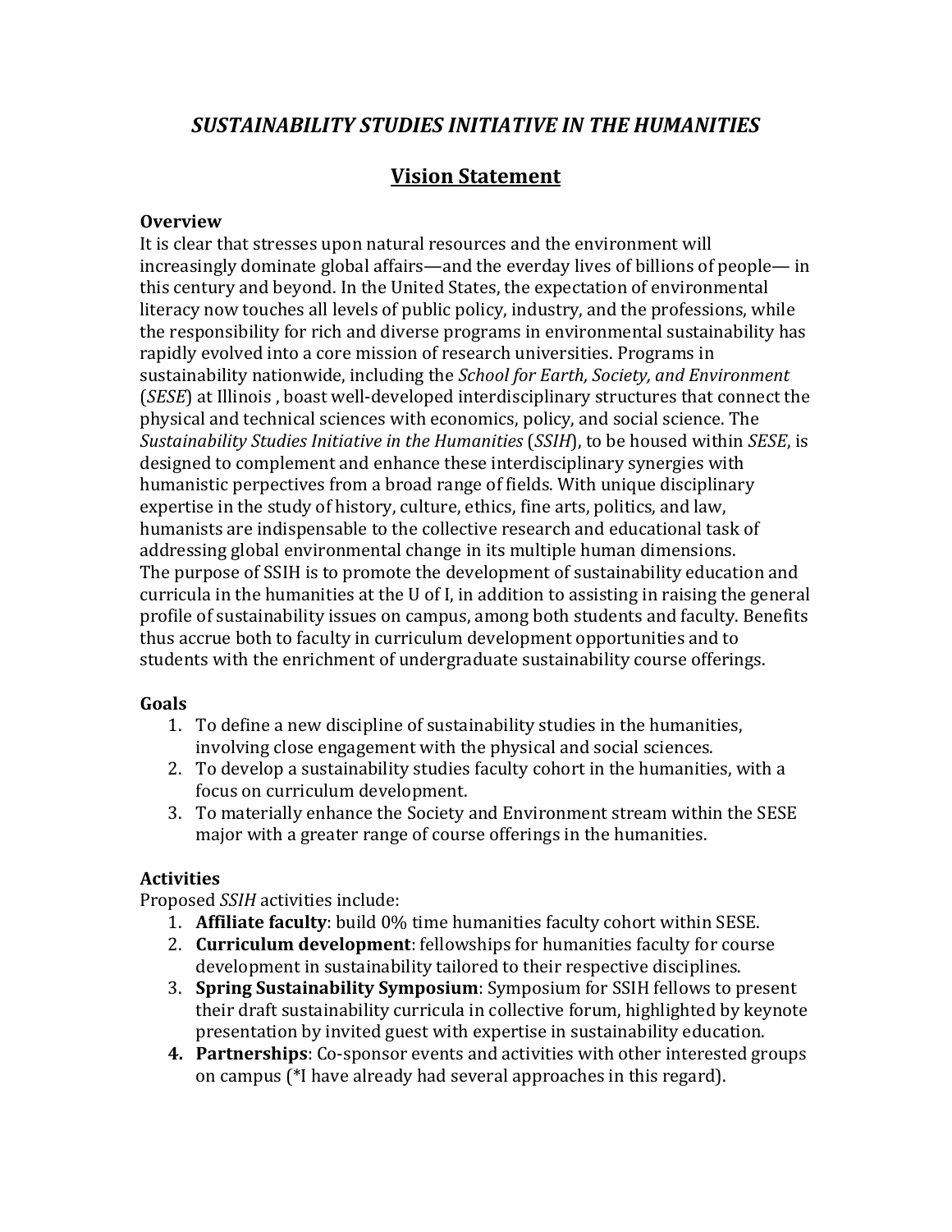# *SUSTAINABILITY STUDIES INITIATIVE IN THE HUMANITIES*

## Vision Statement

### Overview

It is clear that stresses upon natural resources and the environment will increasingly dominate global affairs—and the everday lives of billions of people— in this century and beyond. In the United States, the expectation of environmental literacy now touches all levels of public policy, industry, and the professions, while the responsibility for rich and diverse programs in environmental sustainability has rapidly evolved into a core mission of research universities. Programs in sustainability nationwide, including the *School for Earth, Society, and Environment* (*SESE*) at Illinois , boast well-developed interdisciplinary structures that connect the physical and technical sciences with economics, policy, and social science. The *Sustainability Studies Initiative in the Humanities* (*SSIH*), to be housed within *SESE*, is designed to complement and enhance these interdisciplinary synergies with humanistic perpectives from a broad range of fields. With unique disciplinary expertise in the study of history, culture, ethics, fine arts, politics, and law, humanists are indispensable to the collective research and educational task of addressing global environmental change in its multiple human dimensions.
The purpose of SSIH is to promote the development of sustainability education and curricula in the humanities at the U of I, in addition to assisting in raising the general profile of sustainability issues on campus, among both students and faculty. Benefits thus accrue both to faculty in curriculum development opportunities and to students with the enrichment of undergraduate sustainability course offerings.

### Goals

1. To define a new discipline of sustainability studies in the humanities, involving close engagement with the physical and social sciences.
2. To develop a sustainability studies faculty cohort in the humanities, with a focus on curriculum development.
3. To materially enhance the Society and Environment stream within the SESE major with a greater range of course offerings in the humanities.

### Activities

Proposed *SSIH* activities include:

1. **Affiliate faculty**: build 0% time humanities faculty cohort within SESE.
2. **Curriculum development**: fellowships for humanities faculty for course development in sustainability tailored to their respective disciplines.
3. **Spring Sustainability Symposium**: Symposium for SSIH fellows to present their draft sustainability curricula in collective forum, highlighted by keynote presentation by invited guest with expertise in sustainability education.
4. **Partnerships**: Co-sponsor events and activities with other interested groups on campus (*I have already had several approaches in this regard).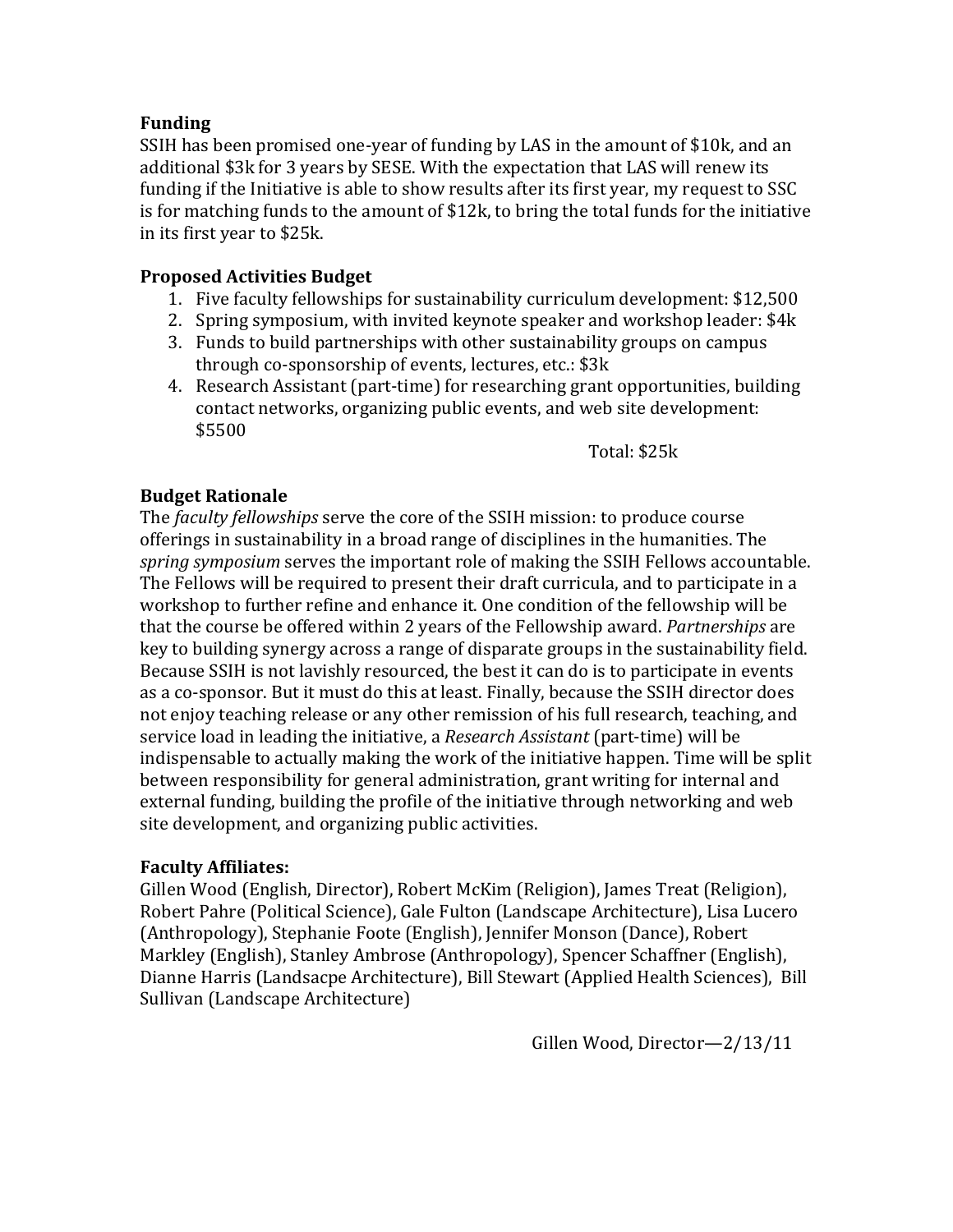**Funding**

SSIH has been promised one-year of funding by LAS in the amount of $10k, and an additional $3k for 3 years by SESE. With the expectation that LAS will renew its funding if the Initiative is able to show results after its first year, my request to SSC is for matching funds to the amount of $12k, to bring the total funds for the initiative in its first year to $25k.

**Proposed Activities Budget**

1. Five faculty fellowships for sustainability curriculum development: $12,500
2. Spring symposium, with invited keynote speaker and workshop leader: $4k
3. Funds to build partnerships with other sustainability groups on campus through co-sponsorship of events, lectures, etc.: $3k
4. Research Assistant (part-time) for researching grant opportunities, building contact networks, organizing public events, and web site development: $5500

Total: $25k

**Budget Rationale**

The *faculty fellowships* serve the core of the SSIH mission: to produce course offerings in sustainability in a broad range of disciplines in the humanities. The *spring symposium* serves the important role of making the SSIH Fellows accountable. The Fellows will be required to present their draft curricula, and to participate in a workshop to further refine and enhance it. One condition of the fellowship will be that the course be offered within 2 years of the Fellowship award. *Partnerships* are key to building synergy across a range of disparate groups in the sustainability field. Because SSIH is not lavishly resourced, the best it can do is to participate in events as a co-sponsor. But it must do this at least. Finally, because the SSIH director does not enjoy teaching release or any other remission of his full research, teaching, and service load in leading the initiative, a *Research Assistant* (part-time) will be indispensable to actually making the work of the initiative happen. Time will be split between responsibility for general administration, grant writing for internal and external funding, building the profile of the initiative through networking and web site development, and organizing public activities.

**Faculty Affiliates:**

Gillen Wood (English, Director), Robert McKim (Religion), James Treat (Religion), Robert Pahre (Political Science), Gale Fulton (Landscape Architecture), Lisa Lucero (Anthropology), Stephanie Foote (English), Jennifer Monson (Dance), Robert Markley (English), Stanley Ambrose (Anthropology), Spencer Schaffner (English), Dianne Harris (Landsacpe Architecture), Bill Stewart (Applied Health Sciences), Bill Sullivan (Landscape Architecture)

Gillen Wood, Director—2/13/11